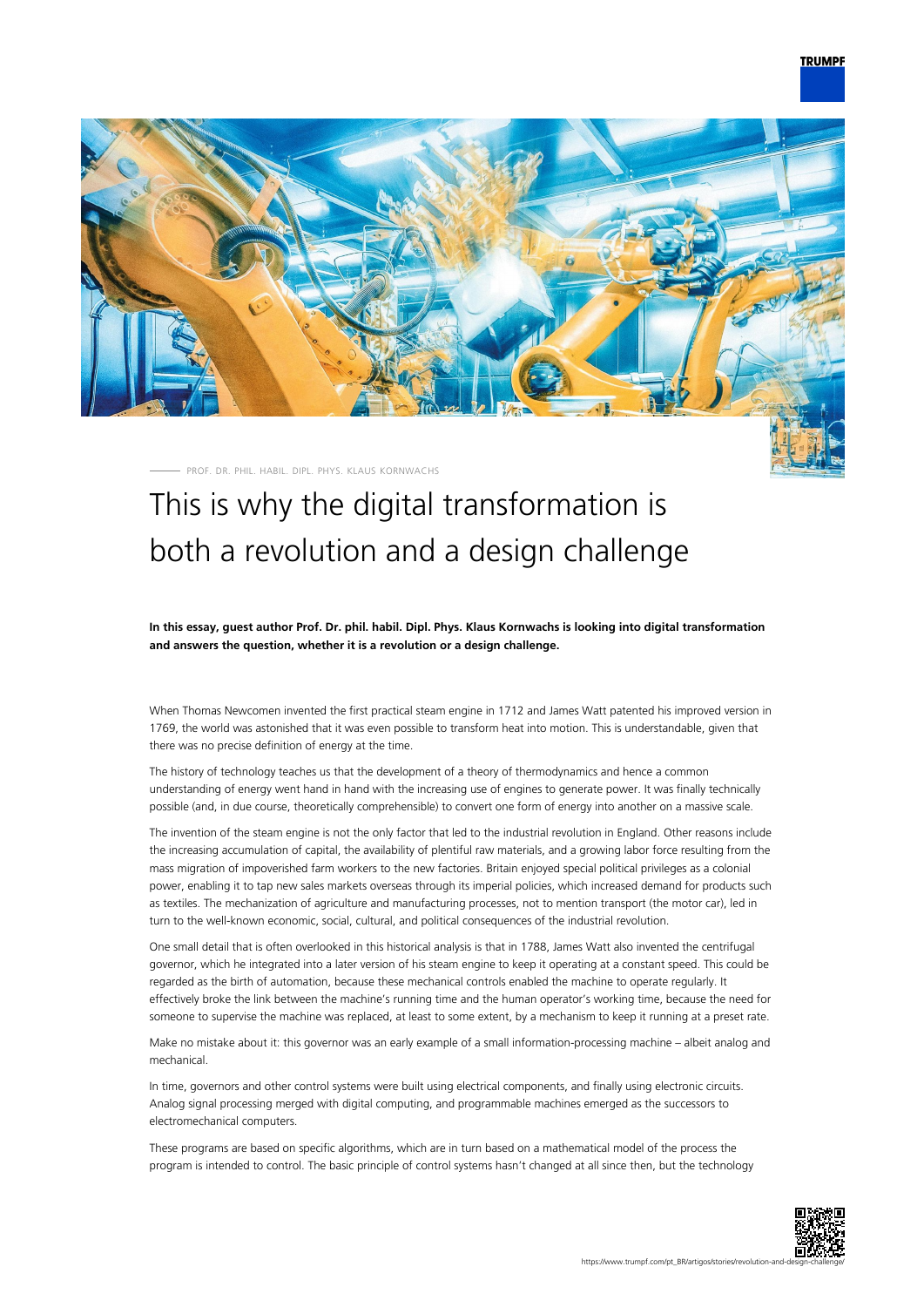PROF. DR. PHIL. HABIL. DIPL. PHYS. KLAUS KORNWACHS

# This is why the digital transformation is both a revolution and a design challenge

**In this essay, guest author Prof. Dr. phil. habil. Dipl. Phys. Klaus Kornwachs is looking into digital transformation and answers the question, whether it is a revolution or a design challenge.**

When Thomas Newcomen invented the first practical steam engine in 1712 and James Watt patented his improved version in 1769, the world was astonished that it was even possible to transform heat into motion. This is understandable, given that there was no precise definition of energy at the time.

The history of technology teaches us that the development of a theory of thermodynamics and hence a common understanding of energy went hand in hand with the increasing use of engines to generate power. It was finally technically possible (and, in due course, theoretically comprehensible) to convert one form of energy into another on a massive scale.

The invention of the steam engine is not the only factor that led to the industrial revolution in England. Other reasons include the increasing accumulation of capital, the availability of plentiful raw materials, and a growing labor force resulting from the mass migration of impoverished farm workers to the new factories. Britain enjoyed special political privileges as a colonial power, enabling it to tap new sales markets overseas through its imperial policies, which increased demand for products such as textiles. The mechanization of agriculture and manufacturing processes, not to mention transport (the motor car), led in turn to the well-known economic, social, cultural, and political consequences of the industrial revolution.

One small detail that is often overlooked in this historical analysis is that in 1788, James Watt also invented the centrifugal governor, which he integrated into a later version of his steam engine to keep it operating at a constant speed. This could be regarded as the birth of automation, because these mechanical controls enabled the machine to operate regularly. It effectively broke the link between the machine's running time and the human operator's working time, because the need for someone to supervise the machine was replaced, at least to some extent, by a mechanism to keep it running at a preset rate.

Make no mistake about it: this governor was an early example of a small information-processing machine – albeit analog and mechanical.

In time, governors and other control systems were built using electrical components, and finally using electronic circuits. Analog signal processing merged with digital computing, and programmable machines emerged as the successors to electromechanical computers.

These programs are based on specific algorithms, which are in turn based on a mathematical model of the process the program is intended to control. The basic principle of control systems hasn't changed at all since then, but the technology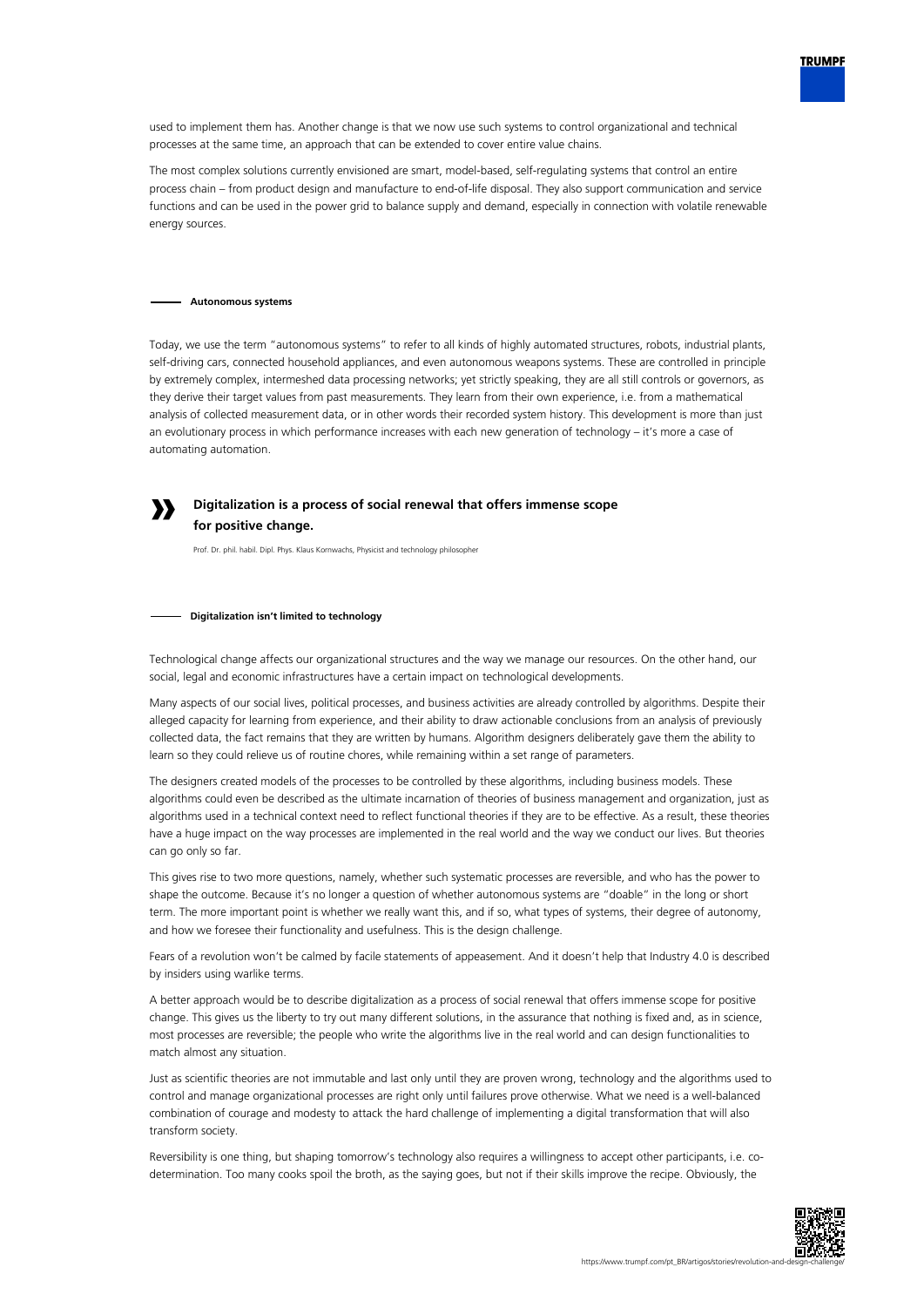used to implement them has. Another change is that we now use such systems to control organizational and technical processes at the same time, an approach that can be extended to cover entire value chains.

The most complex solutions currently envisioned are smart, model-based, self-regulating systems that control an entire process chain – from product design and manufacture to end-of-life disposal. They also support communication and service functions and can be used in the power grid to balance supply and demand, especially in connection with volatile renewable energy sources.

## Autonomous systems

Today, we use the term "autonomous systems" to refer to all kinds of highly automated structures, robots, industrial plants, self-driving cars, connected household appliances, and even autonomous weapons systems. These are controlled in principle by extremely complex, intermeshed data processing networks; yet strictly speaking, they are all still controls or governors, as they derive their target values from past measurements. They learn from their own experience, i.e. from a mathematical analysis of collected measurement data, or in other words their recorded system history. This development is more than just an evolutionary process in which performance increases with each new generation of technology – it's more a case of automating automation.

> **Digitalization is a process of social renewal that offers immense scope for positive change.**
>
> Prof. Dr. phil. habil. Dipl. Phys. Klaus Kornwachs, Physicist and technology philosopher

## Digitalization isn't limited to technology

Technological change affects our organizational structures and the way we manage our resources. On the other hand, our social, legal and economic infrastructures have a certain impact on technological developments.

Many aspects of our social lives, political processes, and business activities are already controlled by algorithms. Despite their alleged capacity for learning from experience, and their ability to draw actionable conclusions from an analysis of previously collected data, the fact remains that they are written by humans. Algorithm designers deliberately gave them the ability to learn so they could relieve us of routine chores, while remaining within a set range of parameters.

The designers created models of the processes to be controlled by these algorithms, including business models. These algorithms could even be described as the ultimate incarnation of theories of business management and organization, just as algorithms used in a technical context need to reflect functional theories if they are to be effective. As a result, these theories have a huge impact on the way processes are implemented in the real world and the way we conduct our lives. But theories can go only so far.

This gives rise to two more questions, namely, whether such systematic processes are reversible, and who has the power to shape the outcome. Because it's no longer a question of whether autonomous systems are "doable" in the long or short term. The more important point is whether we really want this, and if so, what types of systems, their degree of autonomy, and how we foresee their functionality and usefulness. This is the design challenge.

Fears of a revolution won't be calmed by facile statements of appeasement. And it doesn't help that Industry 4.0 is described by insiders using warlike terms.

A better approach would be to describe digitalization as a process of social renewal that offers immense scope for positive change. This gives us the liberty to try out many different solutions, in the assurance that nothing is fixed and, as in science, most processes are reversible; the people who write the algorithms live in the real world and can design functionalities to match almost any situation.

Just as scientific theories are not immutable and last only until they are proven wrong, technology and the algorithms used to control and manage organizational processes are right only until failures prove otherwise. What we need is a well-balanced combination of courage and modesty to attack the hard challenge of implementing a digital transformation that will also transform society.

Reversibility is one thing, but shaping tomorrow's technology also requires a willingness to accept other participants, i.e. co-determination. Too many cooks spoil the broth, as the saying goes, but not if their skills improve the recipe. Obviously, the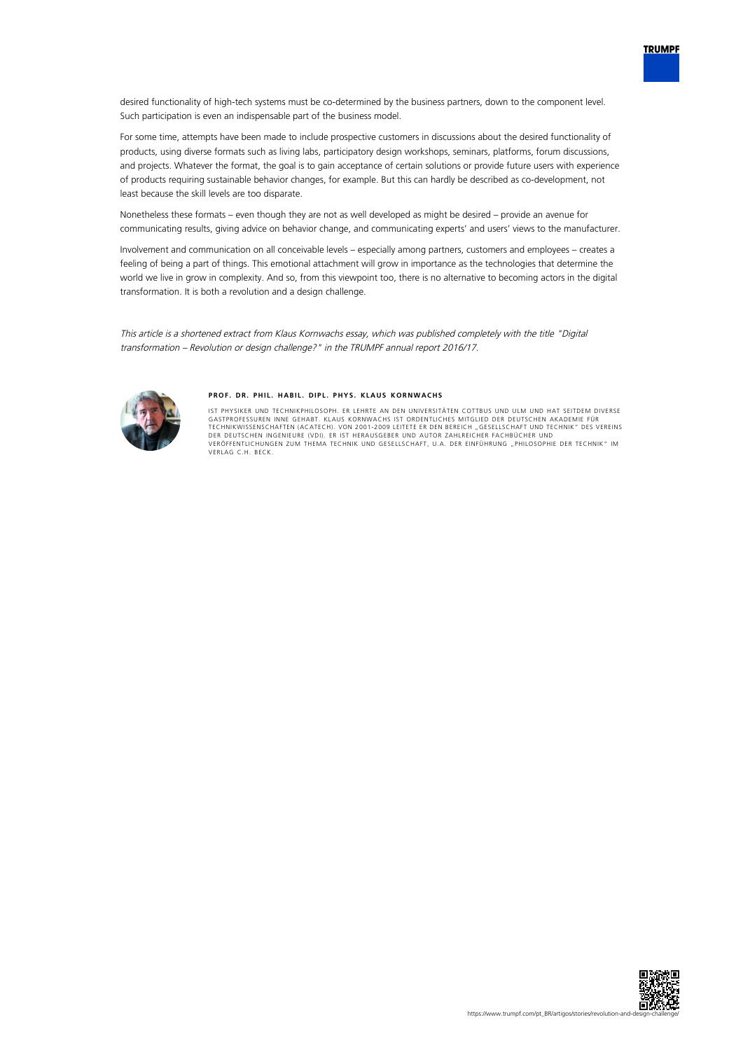desired functionality of high-tech systems must be co-determined by the business partners, down to the component level. Such participation is even an indispensable part of the business model.

For some time, attempts have been made to include prospective customers in discussions about the desired functionality of products, using diverse formats such as living labs, participatory design workshops, seminars, platforms, forum discussions, and projects. Whatever the format, the goal is to gain acceptance of certain solutions or provide future users with experience of products requiring sustainable behavior changes, for example. But this can hardly be described as co-development, not least because the skill levels are too disparate.

Nonetheless these formats – even though they are not as well developed as might be desired – provide an avenue for communicating results, giving advice on behavior change, and communicating experts' and users' views to the manufacturer.

Involvement and communication on all conceivable levels – especially among partners, customers and employees – creates a feeling of being a part of things. This emotional attachment will grow in importance as the technologies that determine the world we live in grow in complexity. And so, from this viewpoint too, there is no alternative to becoming actors in the digital transformation. It is both a revolution and a design challenge.

*This article is a shortened extract from Klaus Kornwachs essay, which was published completely with the title "Digital transformation – Revolution or design challenge?" in the TRUMPF annual report 2016/17.*

**PROF. DR. PHIL. HABIL. DIPL. PHYS. KLAUS KORNWACHS**

IST PHYSIKER UND TECHNIKPHILOSOPH. ER LEHRTE AN DEN UNIVERSITÄTEN COTTBUS UND ULM UND HAT SEITDEM DIVERSE GASTPROFESSUREN INNE GEHABT. KLAUS KORNWACHS IST ORDENTLICHES MITGLIED DER DEUTSCHEN AKADEMIE FÜR TECHNIKWISSENSCHAFTEN (ACATECH). VON 2001-2009 LEITETE ER DEN BEREICH „GESELLSCHAFT UND TECHNIK" DES VEREINS DER DEUTSCHEN INGENIEURE (VDI). ER IST HERAUSGEBER UND AUTOR ZAHLREICHER FACHBÜCHER UND VERÖFFENTLICHUNGEN ZUM THEMA TECHNIK UND GESELLSCHAFT, U.A. DER EINFÜHRUNG „PHILOSOPHIE DER TECHNIK" IM VERLAG C.H. BECK.